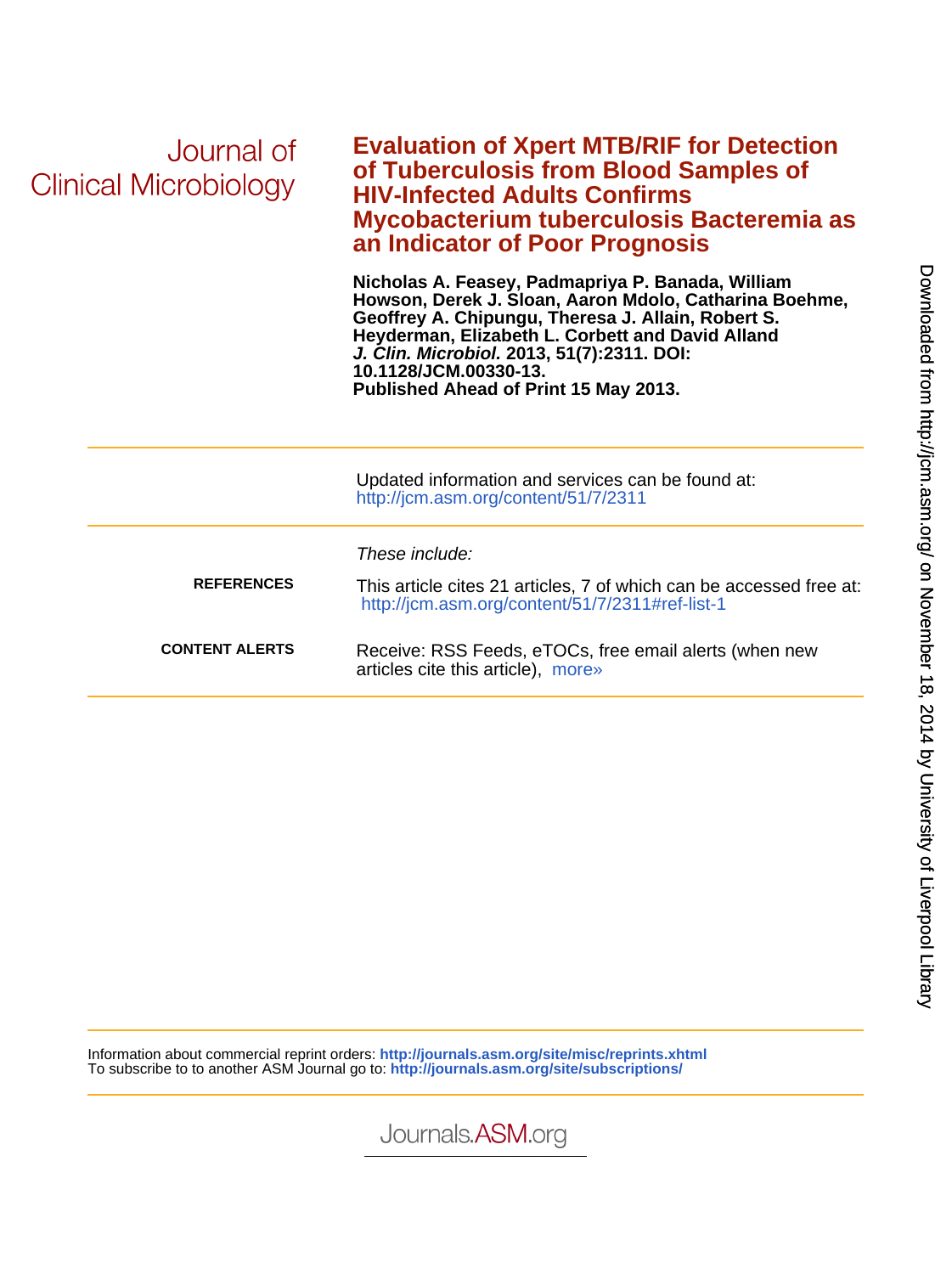Journal of Clinical Microbiology

# Evaluation of Xpert MTB/RIF for Detection of Tuberculosis from Blood Samples of HIV-Infected Adults Confirms Mycobacterium tuberculosis Bacteremia as an Indicator of Poor Prognosis

**Nicholas A. Feasey, Padmapriya P. Banada, William Howson, Derek J. Sloan, Aaron Mdolo, Catharina Boehme, Geoffrey A. Chipungu, Theresa J. Allain, Robert S. Heyderman, Elizabeth L. Corbett and David Alland**
***J. Clin. Microbiol*. 2013, 51(7):2311. DOI: 10.1128/JCM.00330-13.**
**Published Ahead of Print 15 May 2013.**

Updated information and services can be found at:
http://jcm.asm.org/content/51/7/2311

*These include:*

**REFERENCES** This article cites 21 articles, 7 of which can be accessed free at: http://jcm.asm.org/content/51/7/2311#ref-list-1

**CONTENT ALERTS** Receive: RSS Feeds, eTOCs, free email alerts (when new articles cite this article), more»

Information about commercial reprint orders: **http://journals.asm.org/site/misc/reprints.xhtml**
To subscribe to to another ASM Journal go to: **http://journals.asm.org/site/subscriptions/**

Journals.ASM.org

Downloaded from http://jcm.asm.org/ on November 18, 2014 by University of Liverpool Library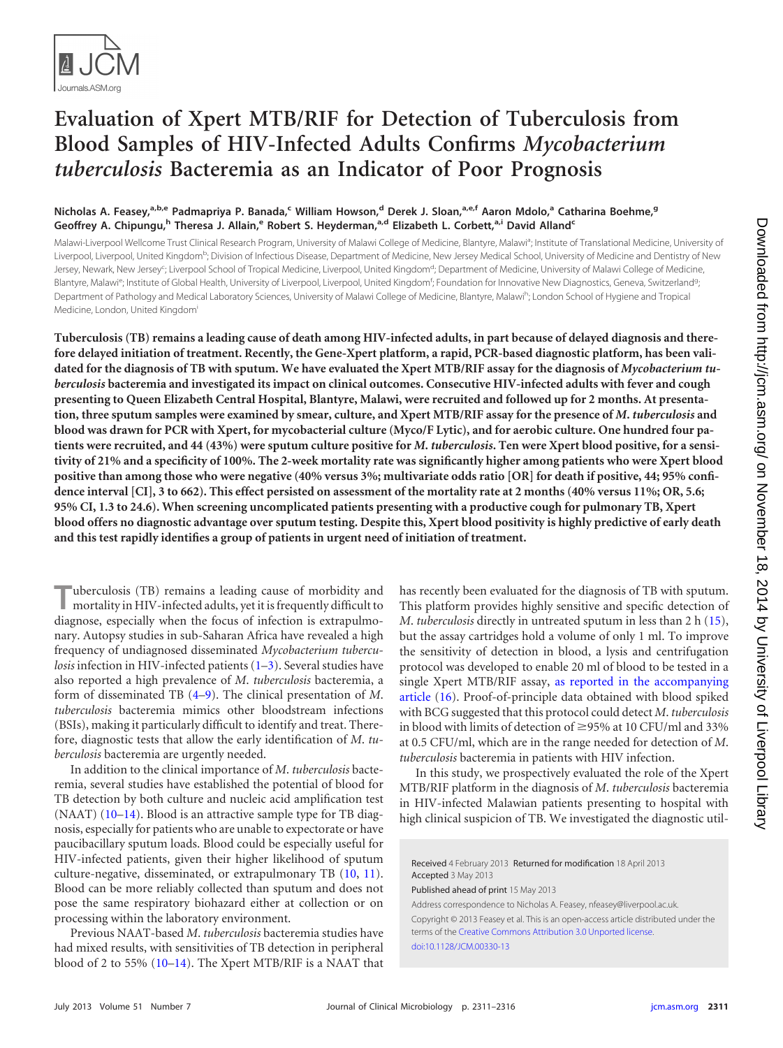# Evaluation of Xpert MTB/RIF for Detection of Tuberculosis from Blood Samples of HIV-Infected Adults Confirms *Mycobacterium tuberculosis* Bacteremia as an Indicator of Poor Prognosis

**Nicholas A. Feasey,[a,b,e] Padmapriya P. Banada,[c] William Howson,[d] Derek J. Sloan,[a,e,f] Aaron Mdolo,[a] Catharina Boehme,[g] Geoffrey A. Chipungu,[h] Theresa J. Allain,[e] Robert S. Heyderman,[a,d] Elizabeth L. Corbett,[a,i] David Alland[c]**

Malawi-Liverpool Wellcome Trust Clinical Research Program, University of Malawi College of Medicine, Blantyre, Malawi[a]; Institute of Translational Medicine, University of Liverpool, Liverpool, United Kingdom[b]; Division of Infectious Disease, Department of Medicine, New Jersey Medical School, University of Medicine and Dentistry of New Jersey, Newark, New Jersey[c]; Liverpool School of Tropical Medicine, Liverpool, United Kingdom[d]; Department of Medicine, University of Malawi College of Medicine, Blantyre, Malawi[e]; Institute of Global Health, University of Liverpool, Liverpool, United Kingdom[f]; Foundation for Innovative New Diagnostics, Geneva, Switzerland[g]; Department of Pathology and Medical Laboratory Sciences, University of Malawi College of Medicine, Blantyre, Malawi[h]; London School of Hygiene and Tropical Medicine, London, United Kingdom[i]

**Tuberculosis (TB) remains a leading cause of death among HIV-infected adults, in part because of delayed diagnosis and therefore delayed initiation of treatment. Recently, the Gene-Xpert platform, a rapid, PCR-based diagnostic platform, has been validated for the diagnosis of TB with sputum. We have evaluated the Xpert MTB/RIF assay for the diagnosis of *Mycobacterium tuberculosis* bacteremia and investigated its impact on clinical outcomes. Consecutive HIV-infected adults with fever and cough presenting to Queen Elizabeth Central Hospital, Blantyre, Malawi, were recruited and followed up for 2 months. At presentation, three sputum samples were examined by smear, culture, and Xpert MTB/RIF assay for the presence of *M. tuberculosis* and blood was drawn for PCR with Xpert, for mycobacterial culture (Myco/F Lytic), and for aerobic culture. One hundred four patients were recruited, and 44 (43%) were sputum culture positive for *M. tuberculosis*. Ten were Xpert blood positive, for a sensitivity of 21% and a specificity of 100%. The 2-week mortality rate was significantly higher among patients who were Xpert blood positive than among those who were negative (40% versus 3%; multivariate odds ratio [OR] for death if positive, 44; 95% confidence interval [CI], 3 to 662). This effect persisted on assessment of the mortality rate at 2 months (40% versus 11%; OR, 5.6; 95% CI, 1.3 to 24.6). When screening uncomplicated patients presenting with a productive cough for pulmonary TB, Xpert blood offers no diagnostic advantage over sputum testing. Despite this, Xpert blood positivity is highly predictive of early death and this test rapidly identifies a group of patients in urgent need of initiation of treatment.**

Tuberculosis (TB) remains a leading cause of morbidity and mortality in HIV-infected adults, yet it is frequently difficult to diagnose, especially when the focus of infection is extrapulmonary. Autopsy studies in sub-Saharan Africa have revealed a high frequency of undiagnosed disseminated *Mycobacterium tuberculosis* infection in HIV-infected patients (1–3). Several studies have also reported a high prevalence of *M. tuberculosis* bacteremia, a form of disseminated TB (4–9). The clinical presentation of *M. tuberculosis* bacteremia mimics other bloodstream infections (BSIs), making it particularly difficult to identify and treat. Therefore, diagnostic tests that allow the early identification of *M. tuberculosis* bacteremia are urgently needed.

In addition to the clinical importance of *M. tuberculosis* bacteremia, several studies have established the potential of blood for TB detection by both culture and nucleic acid amplification test (NAAT) (10–14). Blood is an attractive sample type for TB diagnosis, especially for patients who are unable to expectorate or have paucibacillary sputum loads. Blood could be especially useful for HIV-infected patients, given their higher likelihood of sputum culture-negative, disseminated, or extrapulmonary TB (10, 11). Blood can be more reliably collected than sputum and does not pose the same respiratory biohazard either at collection or on processing within the laboratory environment.

Previous NAAT-based *M. tuberculosis* bacteremia studies have had mixed results, with sensitivities of TB detection in peripheral blood of 2 to 55% (10–14). The Xpert MTB/RIF is a NAAT that has recently been evaluated for the diagnosis of TB with sputum. This platform provides highly sensitive and specific detection of *M. tuberculosis* directly in untreated sputum in less than 2 h (15), but the assay cartridges hold a volume of only 1 ml. To improve the sensitivity of detection in blood, a lysis and centrifugation protocol was developed to enable 20 ml of blood to be tested in a single Xpert MTB/RIF assay, as reported in the accompanying article (16). Proof-of-principle data obtained with blood spiked with BCG suggested that this protocol could detect *M. tuberculosis* in blood with limits of detection of ≥95% at 10 CFU/ml and 33% at 0.5 CFU/ml, which are in the range needed for detection of *M. tuberculosis* bacteremia in patients with HIV infection.

In this study, we prospectively evaluated the role of the Xpert MTB/RIF platform in the diagnosis of *M. tuberculosis* bacteremia in HIV-infected Malawian patients presenting to hospital with high clinical suspicion of TB. We investigated the diagnostic util-

Received 4 February 2013 Returned for modification 18 April 2013 Accepted 3 May 2013

Published ahead of print 15 May 2013

Address correspondence to Nicholas A. Feasey, nfeasey@liverpool.ac.uk.

Copyright © 2013 Feasey et al. This is an open-access article distributed under the terms of the Creative Commons Attribution 3.0 Unported license.

doi:10.1128/JCM.00330-13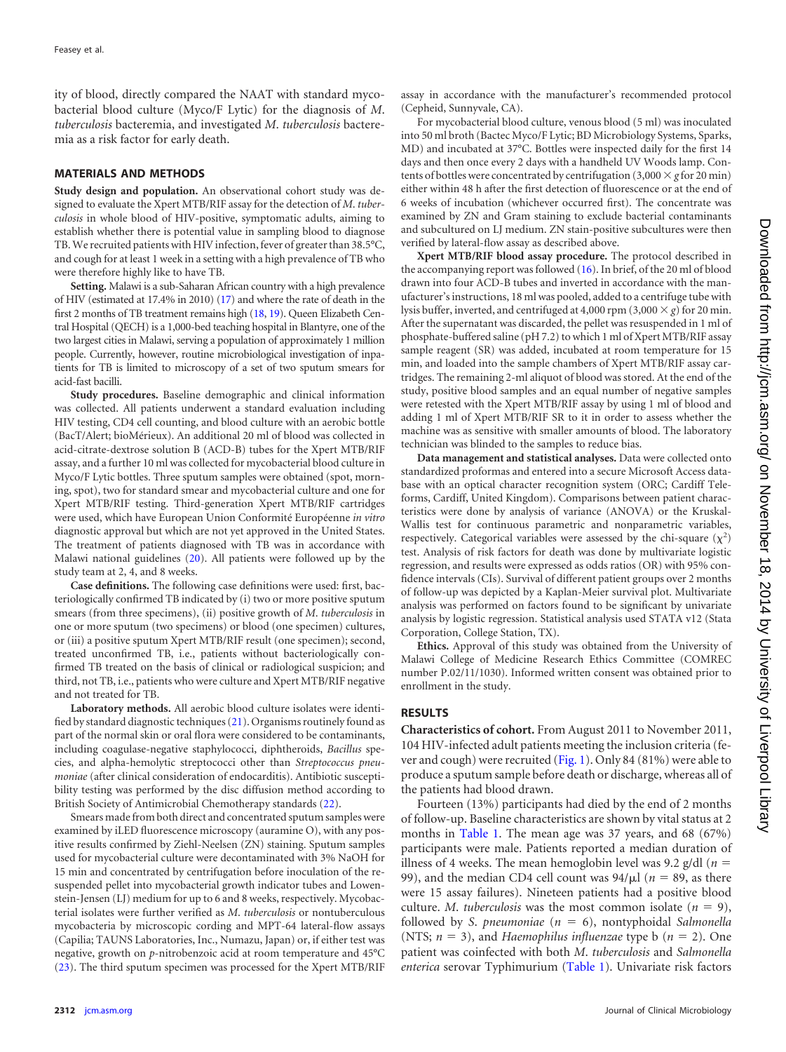ity of blood, directly compared the NAAT with standard mycobacterial blood culture (Myco/F Lytic) for the diagnosis of *M. tuberculosis* bacteremia, and investigated *M. tuberculosis* bacteremia as a risk factor for early death.

## MATERIALS AND METHODS

**Study design and population.** An observational cohort study was designed to evaluate the Xpert MTB/RIF assay for the detection of *M. tuberculosis* in whole blood of HIV-positive, symptomatic adults, aiming to establish whether there is potential value in sampling blood to diagnose TB. We recruited patients with HIV infection, fever of greater than 38.5°C, and cough for at least 1 week in a setting with a high prevalence of TB who were therefore highly like to have TB.

**Setting.** Malawi is a sub-Saharan African country with a high prevalence of HIV (estimated at 17.4% in 2010) (17) and where the rate of death in the first 2 months of TB treatment remains high (18, 19). Queen Elizabeth Central Hospital (QECH) is a 1,000-bed teaching hospital in Blantyre, one of the two largest cities in Malawi, serving a population of approximately 1 million people. Currently, however, routine microbiological investigation of inpatients for TB is limited to microscopy of a set of two sputum smears for acid-fast bacilli.

**Study procedures.** Baseline demographic and clinical information was collected. All patients underwent a standard evaluation including HIV testing, CD4 cell counting, and blood culture with an aerobic bottle (BacT/Alert; bioMérieux). An additional 20 ml of blood was collected in acid-citrate-dextrose solution B (ACD-B) tubes for the Xpert MTB/RIF assay, and a further 10 ml was collected for mycobacterial blood culture in Myco/F Lytic bottles. Three sputum samples were obtained (spot, morning, spot), two for standard smear and mycobacterial culture and one for Xpert MTB/RIF testing. Third-generation Xpert MTB/RIF cartridges were used, which have European Union Conformité Européenne *in vitro* diagnostic approval but which are not yet approved in the United States. The treatment of patients diagnosed with TB was in accordance with Malawi national guidelines (20). All patients were followed up by the study team at 2, 4, and 8 weeks.

**Case definitions.** The following case definitions were used: first, bacteriologically confirmed TB indicated by (i) two or more positive sputum smears (from three specimens), (ii) positive growth of *M. tuberculosis* in one or more sputum (two specimens) or blood (one specimen) cultures, or (iii) a positive sputum Xpert MTB/RIF result (one specimen); second, treated unconfirmed TB, i.e., patients without bacteriologically confirmed TB treated on the basis of clinical or radiological suspicion; and third, not TB, i.e., patients who were culture and Xpert MTB/RIF negative and not treated for TB.

**Laboratory methods.** All aerobic blood culture isolates were identified by standard diagnostic techniques (21). Organisms routinely found as part of the normal skin or oral flora were considered to be contaminants, including coagulase-negative staphylococci, diphtheroids, *Bacillus* species, and alpha-hemolytic streptococci other than *Streptococcus pneumoniae* (after clinical consideration of endocarditis). Antibiotic susceptibility testing was performed by the disc diffusion method according to British Society of Antimicrobial Chemotherapy standards (22).

Smears made from both direct and concentrated sputum samples were examined by iLED fluorescence microscopy (auramine O), with any positive results confirmed by Ziehl-Neelsen (ZN) staining. Sputum samples used for mycobacterial culture were decontaminated with 3% NaOH for 15 min and concentrated by centrifugation before inoculation of the resuspended pellet into mycobacterial growth indicator tubes and Lowenstein-Jensen (LJ) medium for up to 6 and 8 weeks, respectively. Mycobacterial isolates were further verified as *M. tuberculosis* or nontuberculous mycobacteria by microscopic cording and MPT-64 lateral-flow assays (Capilia; TAUNS Laboratories, Inc., Numazu, Japan) or, if either test was negative, growth on *p*-nitrobenzoic acid at room temperature and 45°C (23). The third sputum specimen was processed for the Xpert MTB/RIF assay in accordance with the manufacturer's recommended protocol (Cepheid, Sunnyvale, CA).

For mycobacterial blood culture, venous blood (5 ml) was inoculated into 50 ml broth (Bactec Myco/F Lytic; BD Microbiology Systems, Sparks, MD) and incubated at 37°C. Bottles were inspected daily for the first 14 days and then once every 2 days with a handheld UV Woods lamp. Contents of bottles were concentrated by centrifugation ($3,000 \times g$ for 20 min) either within 48 h after the first detection of fluorescence or at the end of 6 weeks of incubation (whichever occurred first). The concentrate was examined by ZN and Gram staining to exclude bacterial contaminants and subcultured on LJ medium. ZN stain-positive subcultures were then verified by lateral-flow assay as described above.

**Xpert MTB/RIF blood assay procedure.** The protocol described in the accompanying report was followed (16). In brief, of the 20 ml of blood drawn into four ACD-B tubes and inverted in accordance with the manufacturer's instructions, 18 ml was pooled, added to a centrifuge tube with lysis buffer, inverted, and centrifuged at 4,000 rpm ($3,000 \times g$) for 20 min. After the supernatant was discarded, the pellet was resuspended in 1 ml of phosphate-buffered saline (pH 7.2) to which 1 ml of Xpert MTB/RIF assay sample reagent (SR) was added, incubated at room temperature for 15 min, and loaded into the sample chambers of Xpert MTB/RIF assay cartridges. The remaining 2-ml aliquot of blood was stored. At the end of the study, positive blood samples and an equal number of negative samples were retested with the Xpert MTB/RIF assay by using 1 ml of blood and adding 1 ml of Xpert MTB/RIF SR to it in order to assess whether the machine was as sensitive with smaller amounts of blood. The laboratory technician was blinded to the samples to reduce bias.

**Data management and statistical analyses.** Data were collected onto standardized proformas and entered into a secure Microsoft Access database with an optical character recognition system (ORC; Cardiff Teleforms, Cardiff, United Kingdom). Comparisons between patient characteristics were done by analysis of variance (ANOVA) or the Kruskal-Wallis test for continuous parametric and nonparametric variables, respectively. Categorical variables were assessed by the chi-square ($\chi^2$) test. Analysis of risk factors for death was done by multivariate logistic regression, and results were expressed as odds ratios (OR) with 95% confidence intervals (CIs). Survival of different patient groups over 2 months of follow-up was depicted by a Kaplan-Meier survival plot. Multivariate analysis was performed on factors found to be significant by univariate analysis by logistic regression. Statistical analysis used STATA v12 (Stata Corporation, College Station, TX).

**Ethics.** Approval of this study was obtained from the University of Malawi College of Medicine Research Ethics Committee (COMREC number P.02/11/1030). Informed written consent was obtained prior to enrollment in the study.

## RESULTS

**Characteristics of cohort.** From August 2011 to November 2011, 104 HIV-infected adult patients meeting the inclusion criteria (fever and cough) were recruited (Fig. 1). Only 84 (81%) were able to produce a sputum sample before death or discharge, whereas all of the patients had blood drawn.

Fourteen (13%) participants had died by the end of 2 months of follow-up. Baseline characteristics are shown by vital status at 2 months in Table 1. The mean age was 37 years, and 68 (67%) participants were male. Patients reported a median duration of illness of 4 weeks. The mean hemoglobin level was 9.2 g/dl ($n = 99$), and the median CD4 cell count was 94/μl ($n = 89$, as there were 15 assay failures). Nineteen patients had a positive blood culture. *M. tuberculosis* was the most common isolate ($n = 9$), followed by *S. pneumoniae* ($n = 6$), nontyphoidal *Salmonella* (NTS; $n = 3$), and *Haemophilus influenzae* type b ($n = 2$). One patient was coinfected with both *M. tuberculosis* and *Salmonella enterica* serovar Typhimurium (Table 1). Univariate risk factors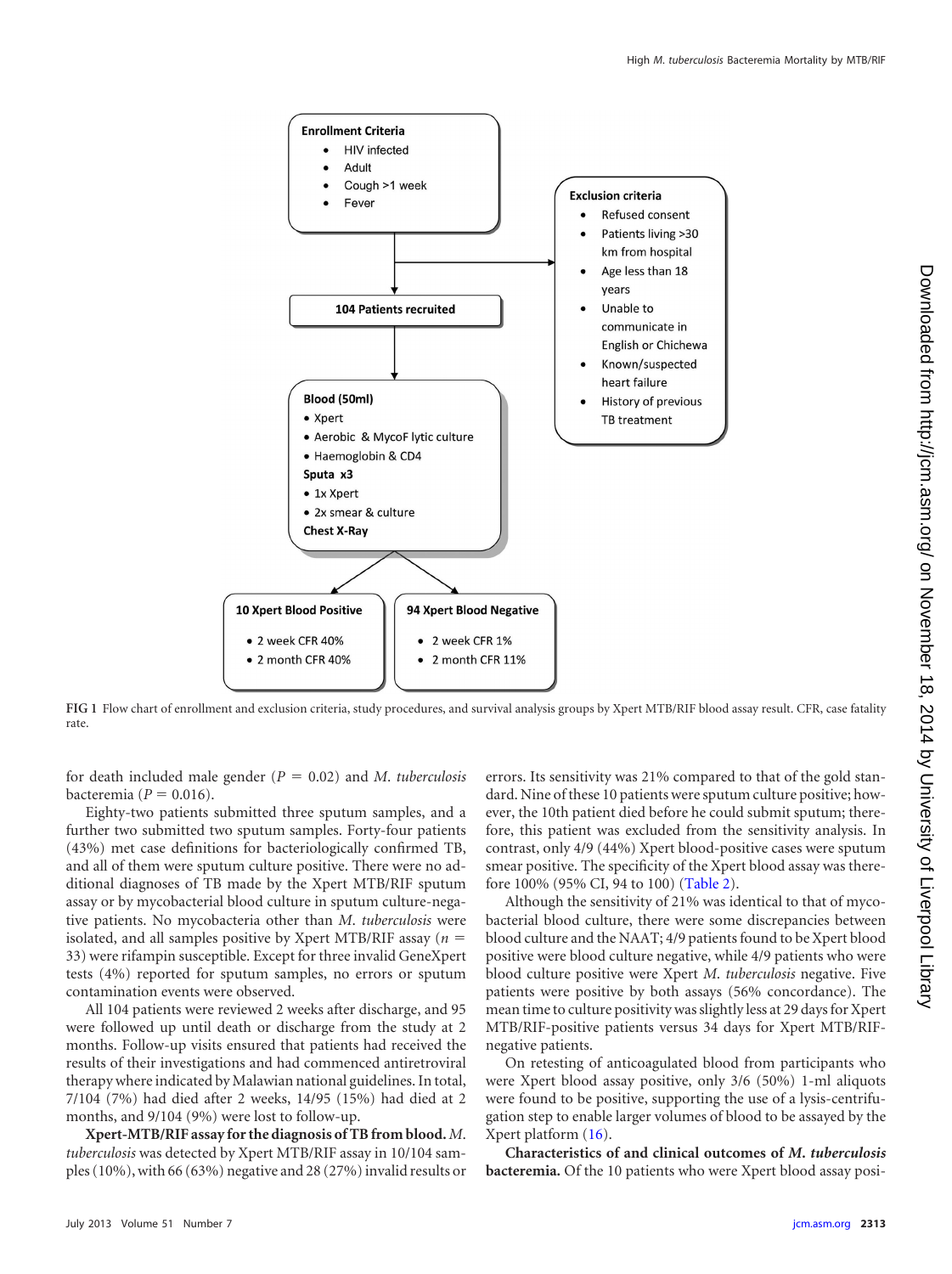FIG 1 Flow chart of enrollment and exclusion criteria, study procedures, and survival analysis groups by Xpert MTB/RIF blood assay result. CFR, case fatality rate.

for death included male gender ($P = 0.02$) and *M. tuberculosis* bacteremia ($P = 0.016$).

Eighty-two patients submitted three sputum samples, and a further two submitted two sputum samples. Forty-four patients (43%) met case definitions for bacteriologically confirmed TB, and all of them were sputum culture positive. There were no additional diagnoses of TB made by the Xpert MTB/RIF sputum assay or by mycobacterial blood culture in sputum culture-negative patients. No mycobacteria other than *M. tuberculosis* were isolated, and all samples positive by Xpert MTB/RIF assay ($n = 33$) were rifampin susceptible. Except for three invalid GeneXpert tests (4%) reported for sputum samples, no errors or sputum contamination events were observed.

All 104 patients were reviewed 2 weeks after discharge, and 95 were followed up until death or discharge from the study at 2 months. Follow-up visits ensured that patients had received the results of their investigations and had commenced antiretroviral therapy where indicated by Malawian national guidelines. In total, 7/104 (7%) had died after 2 weeks, 14/95 (15%) had died at 2 months, and 9/104 (9%) were lost to follow-up.

**Xpert-MTB/RIF assay for the diagnosis of TB from blood.** *M. tuberculosis* was detected by Xpert MTB/RIF assay in 10/104 samples (10%), with 66 (63%) negative and 28 (27%) invalid results or errors. Its sensitivity was 21% compared to that of the gold standard. Nine of these 10 patients were sputum culture positive; however, the 10th patient died before he could submit sputum; therefore, this patient was excluded from the sensitivity analysis. In contrast, only 4/9 (44%) Xpert blood-positive cases were sputum smear positive. The specificity of the Xpert blood assay was therefore 100% (95% CI, 94 to 100) (Table 2).

Although the sensitivity of 21% was identical to that of mycobacterial blood culture, there were some discrepancies between blood culture and the NAAT; 4/9 patients found to be Xpert blood positive were blood culture negative, while 4/9 patients who were blood culture positive were Xpert *M. tuberculosis* negative. Five patients were positive by both assays (56% concordance). The mean time to culture positivity was slightly less at 29 days for Xpert MTB/RIF-positive patients versus 34 days for Xpert MTB/RIF-negative patients.

On retesting of anticoagulated blood from participants who were Xpert blood assay positive, only 3/6 (50%) 1-ml aliquots were found to be positive, supporting the use of a lysis-centrifugation step to enable larger volumes of blood to be assayed by the Xpert platform (16).

**Characteristics of and clinical outcomes of *M. tuberculosis* bacteremia.** Of the 10 patients who were Xpert blood assay posi-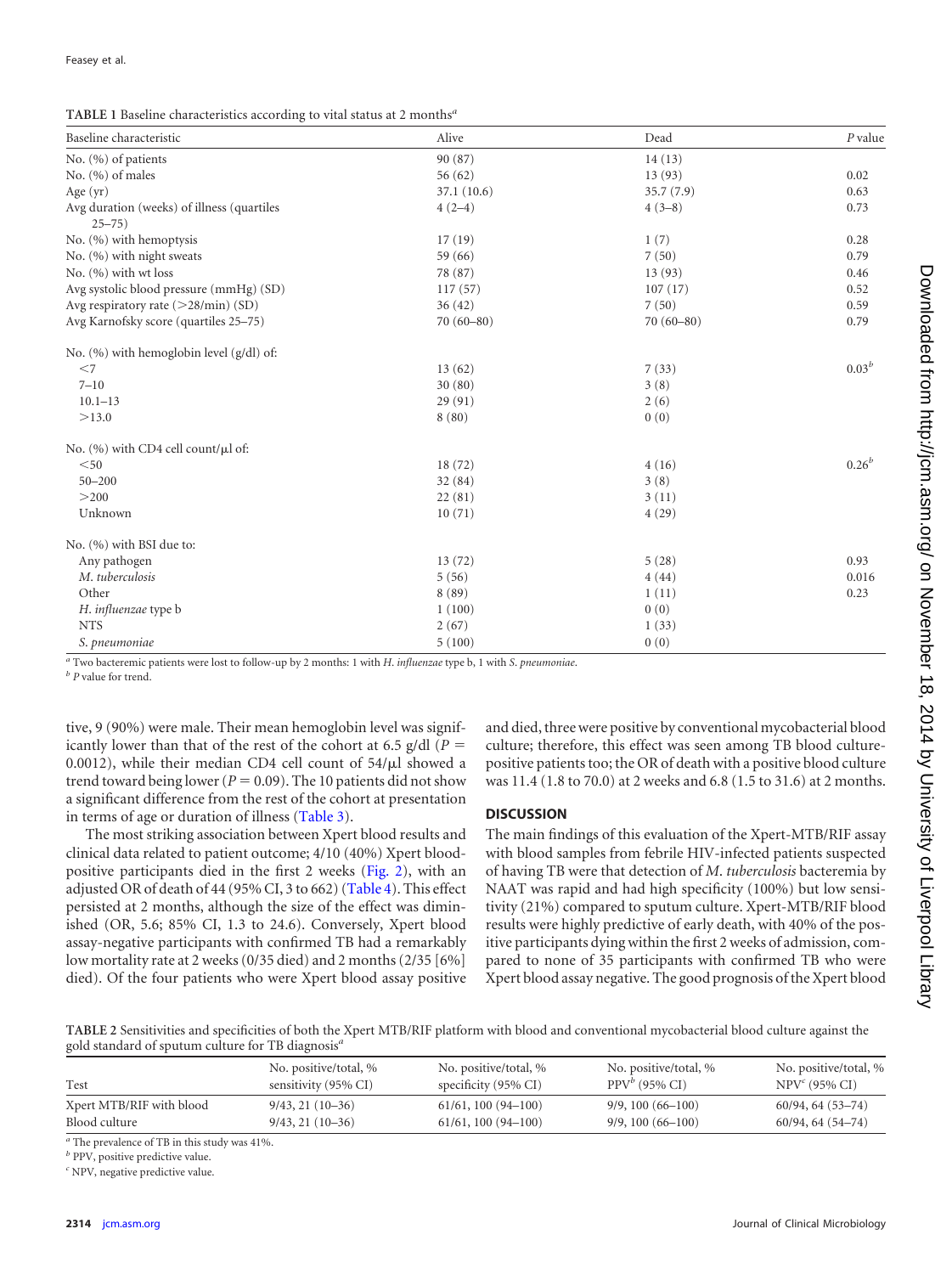**TABLE 1** Baseline characteristics according to vital status at 2 months[a]

| Baseline characteristic | Alive | Dead | *P* value |
|---|---|---|---|
| No. (%) of patients | 90 (87) | 14 (13) | |
| No. (%) of males | 56 (62) | 13 (93) | 0.02 |
| Age (yr) | 37.1 (10.6) | 35.7 (7.9) | 0.63 |
| Avg duration (weeks) of illness (quartiles 25–75) | 4 (2–4) | 4 (3–8) | 0.73 |
| No. (%) with hemoptysis | 17 (19) | 1 (7) | 0.28 |
| No. (%) with night sweats | 59 (66) | 7 (50) | 0.79 |
| No. (%) with wt loss | 78 (87) | 13 (93) | 0.46 |
| Avg systolic blood pressure (mmHg) (SD) | 117 (57) | 107 (17) | 0.52 |
| Avg respiratory rate (>28/min) (SD) | 36 (42) | 7 (50) | 0.59 |
| Avg Karnofsky score (quartiles 25–75) | 70 (60–80) | 70 (60–80) | 0.79 |
| No. (%) with hemoglobin level (g/dl) of: | | | |
| <7 | 13 (62) | 7 (33) | 0.03[b] |
| 7–10 | 30 (80) | 3 (8) | |
| 10.1–13 | 29 (91) | 2 (6) | |
| >13.0 | 8 (80) | 0 (0) | |
| No. (%) with CD4 cell count/μl of: | | | |
| <50 | 18 (72) | 4 (16) | 0.26[b] |
| 50–200 | 32 (84) | 3 (8) | |
| >200 | 22 (81) | 3 (11) | |
| Unknown | 10 (71) | 4 (29) | |
| No. (%) with BSI due to: | | | |
| Any pathogen | 13 (72) | 5 (28) | 0.93 |
| *M. tuberculosis* | 5 (56) | 4 (44) | 0.016 |
| Other | 8 (89) | 1 (11) | 0.23 |
| *H. influenzae* type b | 1 (100) | 0 (0) | |
| NTS | 2 (67) | 1 (33) | |
| *S. pneumoniae* | 5 (100) | 0 (0) | |

[a] Two bacteremic patients were lost to follow-up by 2 months: 1 with *H. influenzae* type b, 1 with *S. pneumoniae*.

[b] *P* value for trend.

tive, 9 (90%) were male. Their mean hemoglobin level was significantly lower than that of the rest of the cohort at 6.5 g/dl ($P = 0.0012$), while their median CD4 cell count of 54/μl showed a trend toward being lower ($P = 0.09$). The 10 patients did not show a significant difference from the rest of the cohort at presentation in terms of age or duration of illness (Table 3).

The most striking association between Xpert blood results and clinical data related to patient outcome; 4/10 (40%) Xpert blood-positive participants died in the first 2 weeks (Fig. 2), with an adjusted OR of death of 44 (95% CI, 3 to 662) (Table 4). This effect persisted at 2 months, although the size of the effect was diminished (OR, 5.6; 85% CI, 1.3 to 24.6). Conversely, Xpert blood assay-negative participants with confirmed TB had a remarkably low mortality rate at 2 weeks (0/35 died) and 2 months (2/35 [6%] died). Of the four patients who were Xpert blood assay positive and died, three were positive by conventional mycobacterial blood culture; therefore, this effect was seen among TB blood culture-positive patients too; the OR of death with a positive blood culture was 11.4 (1.8 to 70.0) at 2 weeks and 6.8 (1.5 to 31.6) at 2 months.

## DISCUSSION

The main findings of this evaluation of the Xpert-MTB/RIF assay with blood samples from febrile HIV-infected patients suspected of having TB were that detection of *M. tuberculosis* bacteremia by NAAT was rapid and had high specificity (100%) but low sensitivity (21%) compared to sputum culture. Xpert-MTB/RIF blood results were highly predictive of early death, with 40% of the positive participants dying within the first 2 weeks of admission, compared to none of 35 participants with confirmed TB who were Xpert blood assay negative. The good prognosis of the Xpert blood

**TABLE 2** Sensitivities and specificities of both the Xpert MTB/RIF platform with blood and conventional mycobacterial blood culture against the gold standard of sputum culture for TB diagnosis[a]

| Test | No. positive/total, % sensitivity (95% CI) | No. positive/total, % specificity (95% CI) | No. positive/total, % PPV[b] (95% CI) | No. positive/total, % NPV[c] (95% CI) |
|---|---|---|---|---|
| Xpert MTB/RIF with blood | 9/43, 21 (10–36) | 61/61, 100 (94–100) | 9/9, 100 (66–100) | 60/94, 64 (53–74) |
| Blood culture | 9/43, 21 (10–36) | 61/61, 100 (94–100) | 9/9, 100 (66–100) | 60/94, 64 (54–74) |

[a] The prevalence of TB in this study was 41%.

[b] PPV, positive predictive value.

[c] NPV, negative predictive value.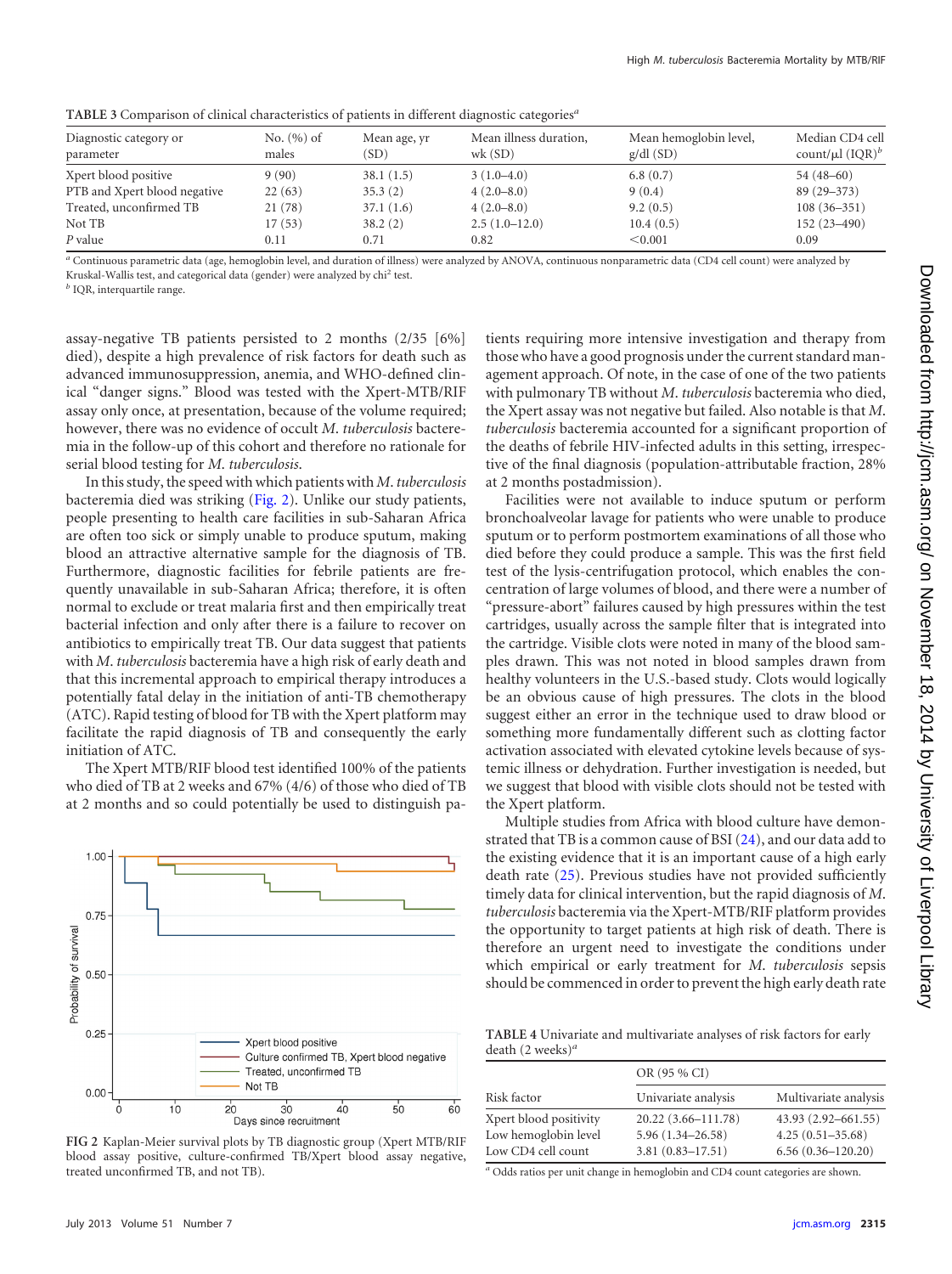**TABLE 3** Comparison of clinical characteristics of patients in different diagnostic categories[a]

| Diagnostic category or parameter | No. (%) of males | Mean age, yr (SD) | Mean illness duration, wk (SD) | Mean hemoglobin level, g/dl (SD) | Median CD4 cell count/μl (IQR)[b] |
|---|---|---|---|---|---|
| Xpert blood positive | 9 (90) | 38.1 (1.5) | 3 (1.0–4.0) | 6.8 (0.7) | 54 (48–60) |
| PTB and Xpert blood negative | 22 (63) | 35.3 (2) | 4 (2.0–8.0) | 9 (0.4) | 89 (29–373) |
| Treated, unconfirmed TB | 21 (78) | 37.1 (1.6) | 4 (2.0–8.0) | 9.2 (0.5) | 108 (36–351) |
| Not TB | 17 (53) | 38.2 (2) | 2.5 (1.0–12.0) | 10.4 (0.5) | 152 (23–490) |
| *P* value | 0.11 | 0.71 | 0.82 | <0.001 | 0.09 |

[a] Continuous parametric data (age, hemoglobin level, and duration of illness) were analyzed by ANOVA, continuous nonparametric data (CD4 cell count) were analyzed by Kruskal-Wallis test, and categorical data (gender) were analyzed by chi$^2$ test.

[b] IQR, interquartile range.

assay-negative TB patients persisted to 2 months (2/35 [6%] died), despite a high prevalence of risk factors for death such as advanced immunosuppression, anemia, and WHO-defined clinical "danger signs." Blood was tested with the Xpert-MTB/RIF assay only once, at presentation, because of the volume required; however, there was no evidence of occult *M. tuberculosis* bacteremia in the follow-up of this cohort and therefore no rationale for serial blood testing for *M. tuberculosis*.

In this study, the speed with which patients with *M. tuberculosis* bacteremia died was striking (Fig. 2). Unlike our study patients, people presenting to health care facilities in sub-Saharan Africa are often too sick or simply unable to produce sputum, making blood an attractive alternative sample for the diagnosis of TB. Furthermore, diagnostic facilities for febrile patients are frequently unavailable in sub-Saharan Africa; therefore, it is often normal to exclude or treat malaria first and then empirically treat bacterial infection and only after there is a failure to recover on antibiotics to empirically treat TB. Our data suggest that patients with *M. tuberculosis* bacteremia have a high risk of early death and that this incremental approach to empirical therapy introduces a potentially fatal delay in the initiation of anti-TB chemotherapy (ATC). Rapid testing of blood for TB with the Xpert platform may facilitate the rapid diagnosis of TB and consequently the early initiation of ATC.

The Xpert MTB/RIF blood test identified 100% of the patients who died of TB at 2 weeks and 67% (4/6) of those who died of TB at 2 months and so could potentially be used to distinguish patients requiring more intensive investigation and therapy from those who have a good prognosis under the current standard management approach. Of note, in the case of one of the two patients with pulmonary TB without *M. tuberculosis* bacteremia who died, the Xpert assay was not negative but failed. Also notable is that *M. tuberculosis* bacteremia accounted for a significant proportion of the deaths of febrile HIV-infected adults in this setting, irrespective of the final diagnosis (population-attributable fraction, 28% at 2 months postadmission).

**FIG 2** Kaplan-Meier survival plots by TB diagnostic group (Xpert MTB/RIF blood assay positive, culture-confirmed TB/Xpert blood assay negative, treated unconfirmed TB, and not TB).

Facilities were not available to induce sputum or perform bronchoalveolar lavage for patients who were unable to produce sputum or to perform postmortem examinations of all those who died before they could produce a sample. This was the first field test of the lysis-centrifugation protocol, which enables the concentration of large volumes of blood, and there were a number of "pressure-abort" failures caused by high pressures within the test cartridges, usually across the sample filter that is integrated into the cartridge. Visible clots were noted in many of the blood samples drawn. This was not noted in blood samples drawn from healthy volunteers in the U.S.-based study. Clots would logically be an obvious cause of high pressures. The clots in the blood suggest either an error in the technique used to draw blood or something more fundamentally different such as clotting factor activation associated with elevated cytokine levels because of systemic illness or dehydration. Further investigation is needed, but we suggest that blood with visible clots should not be tested with the Xpert platform.

Multiple studies from Africa with blood culture have demonstrated that TB is a common cause of BSI (24), and our data add to the existing evidence that it is an important cause of a high early death rate (25). Previous studies have not provided sufficiently timely data for clinical intervention, but the rapid diagnosis of *M. tuberculosis* bacteremia via the Xpert-MTB/RIF platform provides the opportunity to target patients at high risk of death. There is therefore an urgent need to investigate the conditions under which empirical or early treatment for *M. tuberculosis* sepsis should be commenced in order to prevent the high early death rate

**TABLE 4** Univariate and multivariate analyses of risk factors for early death (2 weeks)[a]

| Risk factor | OR (95 % CI) Univariate analysis | Multivariate analysis |
|---|---|---|
| Xpert blood positivity | 20.22 (3.66–111.78) | 43.93 (2.92–661.55) |
| Low hemoglobin level | 5.96 (1.34–26.58) | 4.25 (0.51–35.68) |
| Low CD4 cell count | 3.81 (0.83–17.51) | 6.56 (0.36–120.20) |

[a] Odds ratios per unit change in hemoglobin and CD4 count categories are shown.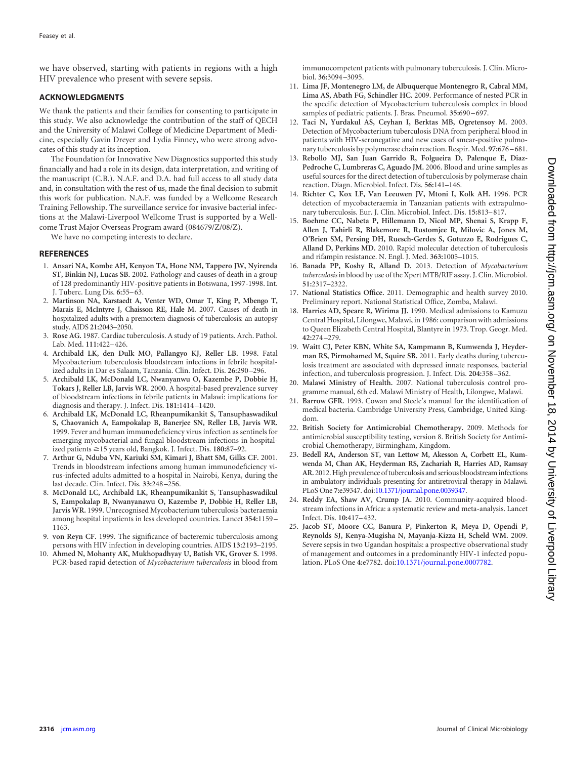we have observed, starting with patients in regions with a high HIV prevalence who present with severe sepsis.

## ACKNOWLEDGMENTS

We thank the patients and their families for consenting to participate in this study. We also acknowledge the contribution of the staff of QECH and the University of Malawi College of Medicine Department of Medicine, especially Gavin Dreyer and Lydia Finney, who were strong advocates of this study at its inception.

The Foundation for Innovative New Diagnostics supported this study financially and had a role in its design, data interpretation, and writing of the manuscript (C.B.). N.A.F. and D.A. had full access to all study data and, in consultation with the rest of us, made the final decision to submit this work for publication. N.A.F. was funded by a Wellcome Research Training Fellowship. The surveillance service for invasive bacterial infections at the Malawi-Liverpool Wellcome Trust is supported by a Wellcome Trust Major Overseas Program award (084679/Z/08/Z).

We have no competing interests to declare.

## REFERENCES

1. **Ansari NA, Kombe AH, Kenyon TA, Hone NM, Tappero JW, Nyirenda ST, Binkin NJ, Lucas SB.** 2002. Pathology and causes of death in a group of 128 predominantly HIV-positive patients in Botswana, 1997-1998. Int. J. Tuberc. Lung Dis. **6:**55–63.
2. **Martinson NA, Karstaedt A, Venter WD, Omar T, King P, Mbengo T, Marais E, McIntyre J, Chaisson RE, Hale M.** 2007. Causes of death in hospitalized adults with a premortem diagnosis of tuberculosis: an autopsy study. AIDS **21:**2043–2050.
3. **Rose AG.** 1987. Cardiac tuberculosis. A study of 19 patients. Arch. Pathol. Lab. Med. **111:**422–426.
4. **Archibald LK, den Dulk MO, Pallangyo KJ, Reller LB.** 1998. Fatal Mycobacterium tuberculosis bloodstream infections in febrile hospitalized adults in Dar es Salaam, Tanzania. Clin. Infect. Dis. **26:**290–296.
5. **Archibald LK, McDonald LC, Nwanyanwu O, Kazembe P, Dobbie H, Tokars J, Reller LB, Jarvis WR.** 2000. A hospital-based prevalence survey of bloodstream infections in febrile patients in Malawi: implications for diagnosis and therapy. J. Infect. Dis. **181:**1414–1420.
6. **Archibald LK, McDonald LC, Rheanpumikankit S, Tansuphaswadikul S, Chaovanich A, Eampokalap B, Banerjee SN, Reller LB, Jarvis WR.** 1999. Fever and human immunodeficiency virus infection as sentinels for emerging mycobacterial and fungal bloodstream infections in hospitalized patients ≥15 years old, Bangkok. J. Infect. Dis. **180:**87–92.
7. **Arthur G, Nduba VN, Kariuki SM, Kimari J, Bhatt SM, Gilks CF.** 2001. Trends in bloodstream infections among human immunodeficiency virus-infected adults admitted to a hospital in Nairobi, Kenya, during the last decade. Clin. Infect. Dis. **33:**248–256.
8. **McDonald LC, Archibald LK, Rheanpumikankit S, Tansuphaswadikul S, Eampokalap B, Nwanyanawu O, Kazembe P, Dobbie H, Reller LB, Jarvis WR.** 1999. Unrecognised Mycobacterium tuberculosis bacteraemia among hospital inpatients in less developed countries. Lancet **354:**1159–1163.
9. **von Reyn CF.** 1999. The significance of bacteremic tuberculosis among persons with HIV infection in developing countries. AIDS **13:**2193–2195.
10. **Ahmed N, Mohanty AK, Mukhopadhyay U, Batish VK, Grover S.** 1998. PCR-based rapid detection of *Mycobacterium tuberculosis* in blood from immunocompetent patients with pulmonary tuberculosis. J. Clin. Microbiol. **36:**3094–3095.
11. **Lima JF, Montenegro LM, de Albuquerque Montenegro R, Cabral MM, Lima AS, Abath FG, Schindler HC.** 2009. Performance of nested PCR in the specific detection of Mycobacterium tuberculosis complex in blood samples of pediatric patients. J. Bras. Pneumol. **35:**690–697.
12. **Taci N, Yurdakul AS, Ceyhan I, Berktas MB, Ogretensoy M.** 2003. Detection of Mycobacterium tuberculosis DNA from peripheral blood in patients with HIV-seronegative and new cases of smear-positive pulmonary tuberculosis by polymerase chain reaction. Respir. Med. **97:**676–681.
13. **Rebollo MJ, San Juan Garrido R, Folgueira D, Palenque E, Diaz-Pedroche C, Lumbreras C, Aguado JM.** 2006. Blood and urine samples as useful sources for the direct detection of tuberculosis by polymerase chain reaction. Diagn. Microbiol. Infect. Dis. **56:**141–146.
14. **Richter C, Kox LF, Van Leeuwen JV, Mtoni I, Kolk AH.** 1996. PCR detection of mycobacteraemia in Tanzanian patients with extrapulmonary tuberculosis. Eur. J. Clin. Microbiol. Infect. Dis. **15:**813–817.
15. **Boehme CC, Nabeta P, Hillemann D, Nicol MP, Shenai S, Krapp F, Allen J, Tahirli R, Blakemore R, Rustomjee R, Milovic A, Jones M, O'Brien SM, Persing DH, Ruesch-Gerdes S, Gotuzzo E, Rodrigues C, Alland D, Perkins MD.** 2010. Rapid molecular detection of tuberculosis and rifampin resistance. N. Engl. J. Med. **363:**1005–1015.
16. **Banada PP, Koshy R, Alland D.** 2013. Detection of *Mycobacterium tuberculosis* in blood by use of the Xpert MTB/RIF assay. J. Clin. Microbiol. **51:**2317–2322.
17. **National Statistics Office.** 2011. Demographic and health survey 2010. Preliminary report. National Statistical Office, Zomba, Malawi.
18. **Harries AD, Speare R, Wirima JJ.** 1990. Medical admissions to Kamuzu Central Hospital, Lilongwe, Malawi, in 1986: comparison with admissions to Queen Elizabeth Central Hospital, Blantyre in 1973. Trop. Geogr. Med. **42:**274–279.
19. **Waitt CJ, Peter KBN, White SA, Kampmann B, Kumwenda J, Heyderman RS, Pirmohamed M, Squire SB.** 2011. Early deaths during tuberculosis treatment are associated with depressed innate responses, bacterial infection, and tuberculosis progression. J. Infect. Dis. **204:**358–362.
20. **Malawi Ministry of Health.** 2007. National tuberculosis control programme manual, 6th ed. Malawi Ministry of Health, Lilongwe, Malawi.
21. **Barrow GFR.** 1993. Cowan and Steele's manual for the identification of medical bacteria. Cambridge University Press, Cambridge, United Kingdom.
22. **British Society for Antimicrobial Chemotherapy.** 2009. Methods for antimicrobial susceptibility testing, version 8. British Society for Antimicrobial Chemotherapy, Birmingham, Kingdom.
23. **Bedell RA, Anderson ST, van Lettow M, Akesson A, Corbett EL, Kumwenda M, Chan AK, Heyderman RS, Zachariah R, Harries AD, Ramsay AR.** 2012. High prevalence of tuberculosis and serious bloodstream infections in ambulatory individuals presenting for antiretroviral therapy in Malawi. PLoS One **7:**e39347. doi:10.1371/journal.pone.0039347.
24. **Reddy EA, Shaw AV, Crump JA.** 2010. Community-acquired bloodstream infections in Africa: a systematic review and meta-analysis. Lancet Infect. Dis. **10:**417–432.
25. **Jacob ST, Moore CC, Banura P, Pinkerton R, Meya D, Opendi P, Reynolds SJ, Kenya-Mugisha N, Mayanja-Kizza H, Scheld WM.** 2009. Severe sepsis in two Ugandan hospitals: a prospective observational study of management and outcomes in a predominantly HIV-1 infected population. PLoS One **4:**e7782. doi:10.1371/journal.pone.0007782.